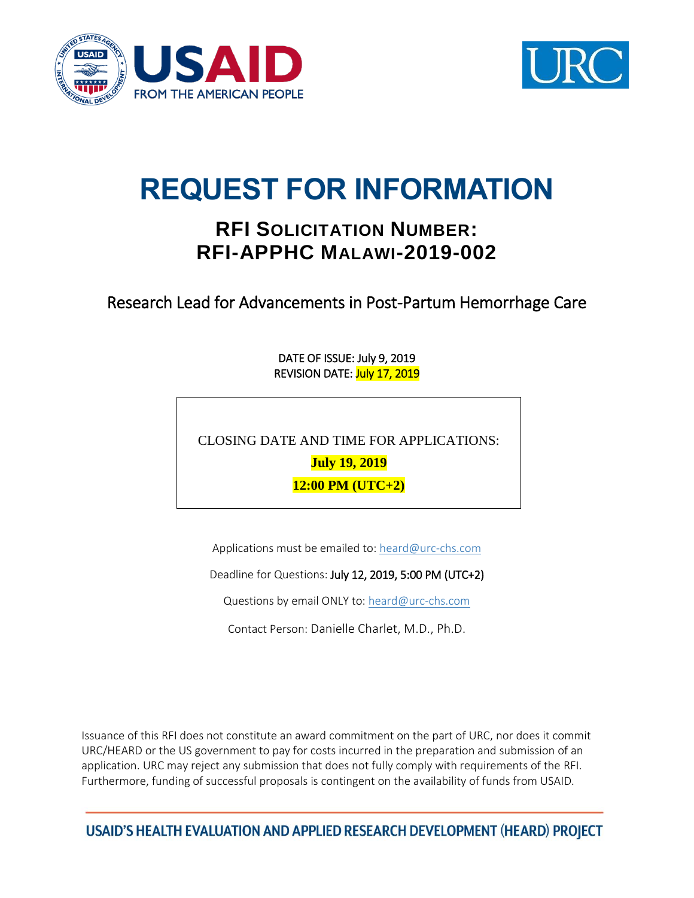# REQUEST FOR INFORMATION

## RFI SOLICITATION NUMBER: RFI-APPHC MALAWI-2019-002

### Research Lead for Advancements in Post-Partum Hemorrhage Care

DATE OF ISSUE: July 9, 2019
REVISION DATE: July 17, 2019

CLOSING DATE AND TIME FOR APPLICATIONS:

**July 19, 2019**

**12:00 PM (UTC+2)**

Applications must be emailed to: heard@urc-chs.com

Deadline for Questions: July 12, 2019, 5:00 PM (UTC+2)

Questions by email ONLY to: heard@urc-chs.com

Contact Person: Danielle Charlet, M.D., Ph.D.

Issuance of this RFI does not constitute an award commitment on the part of URC, nor does it commit URC/HEARD or the US government to pay for costs incurred in the preparation and submission of an application. URC may reject any submission that does not fully comply with requirements of the RFI. Furthermore, funding of successful proposals is contingent on the availability of funds from USAID.

USAID'S HEALTH EVALUATION AND APPLIED RESEARCH DEVELOPMENT (HEARD) PROJECT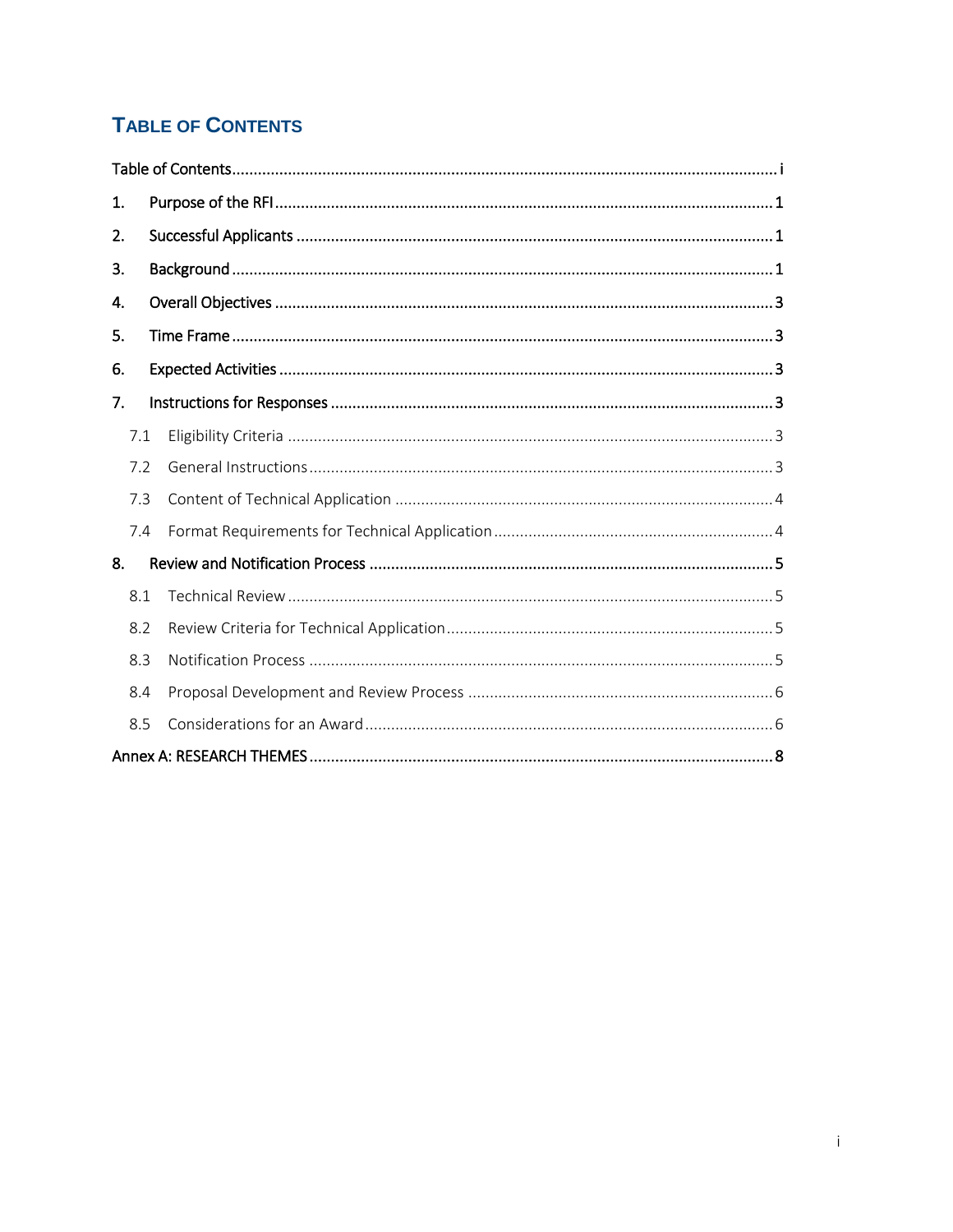## TABLE OF CONTENTS

Table of Contents ..... i

1. Purpose of the RFI ..... 1
2. Successful Applicants ..... 1
3. Background ..... 1
4. Overall Objectives ..... 3
5. Time Frame ..... 3
6. Expected Activities ..... 3
7. Instructions for Responses ..... 3
   - 7.1 Eligibility Criteria ..... 3
   - 7.2 General Instructions ..... 3
   - 7.3 Content of Technical Application ..... 4
   - 7.4 Format Requirements for Technical Application ..... 4
8. Review and Notification Process ..... 5
   - 8.1 Technical Review ..... 5
   - 8.2 Review Criteria for Technical Application ..... 5
   - 8.3 Notification Process ..... 5
   - 8.4 Proposal Development and Review Process ..... 6
   - 8.5 Considerations for an Award ..... 6

Annex A: RESEARCH THEMES ..... 8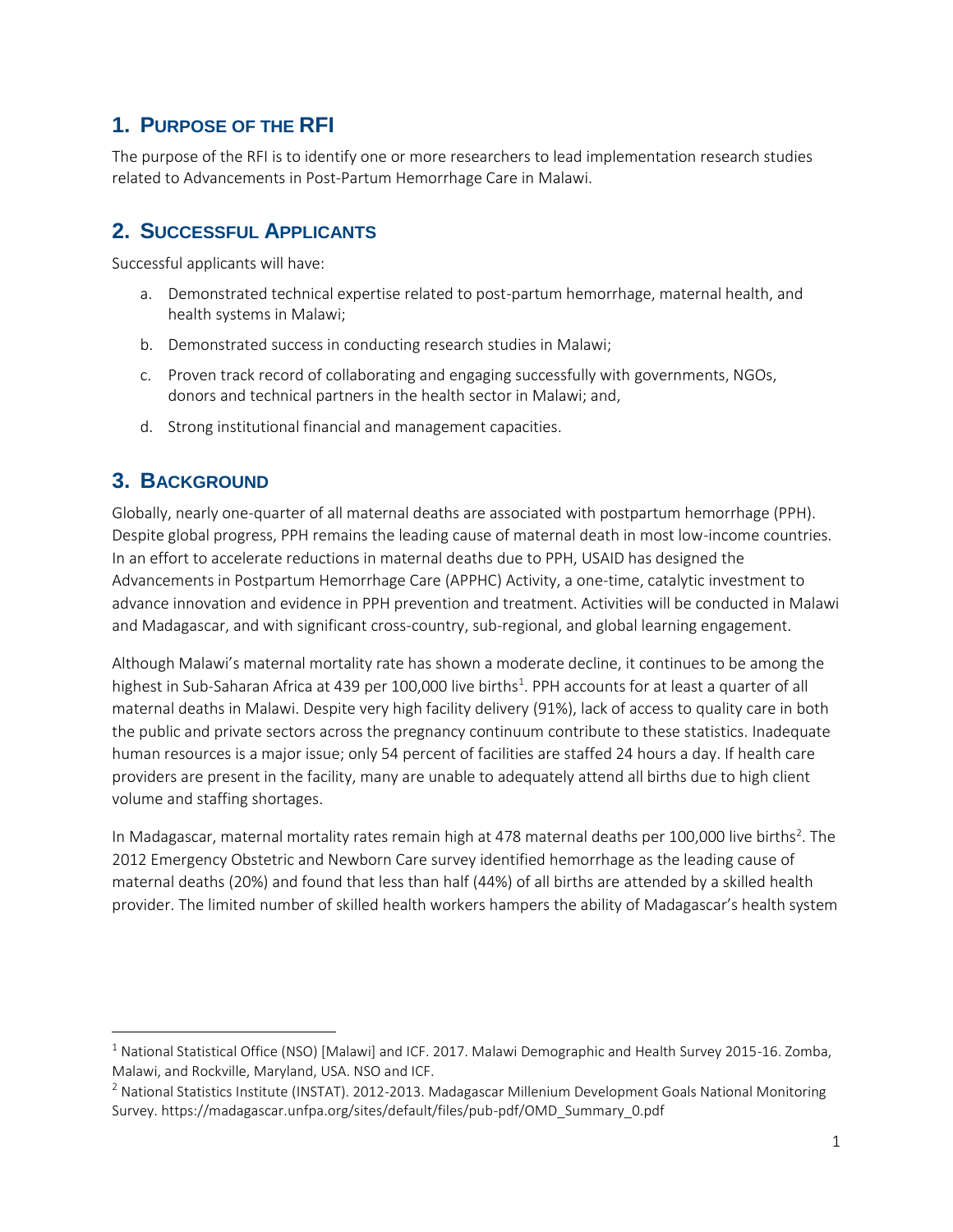## 1. Purpose of the RFI

The purpose of the RFI is to identify one or more researchers to lead implementation research studies related to Advancements in Post-Partum Hemorrhage Care in Malawi.

## 2. Successful Applicants

Successful applicants will have:

a. Demonstrated technical expertise related to post-partum hemorrhage, maternal health, and health systems in Malawi;

b. Demonstrated success in conducting research studies in Malawi;

c. Proven track record of collaborating and engaging successfully with governments, NGOs, donors and technical partners in the health sector in Malawi; and,

d. Strong institutional financial and management capacities.

## 3. Background

Globally, nearly one-quarter of all maternal deaths are associated with postpartum hemorrhage (PPH). Despite global progress, PPH remains the leading cause of maternal death in most low-income countries. In an effort to accelerate reductions in maternal deaths due to PPH, USAID has designed the Advancements in Postpartum Hemorrhage Care (APPHC) Activity, a one-time, catalytic investment to advance innovation and evidence in PPH prevention and treatment. Activities will be conducted in Malawi and Madagascar, and with significant cross-country, sub-regional, and global learning engagement.

Although Malawi's maternal mortality rate has shown a moderate decline, it continues to be among the highest in Sub-Saharan Africa at 439 per 100,000 live births[1]. PPH accounts for at least a quarter of all maternal deaths in Malawi. Despite very high facility delivery (91%), lack of access to quality care in both the public and private sectors across the pregnancy continuum contribute to these statistics. Inadequate human resources is a major issue; only 54 percent of facilities are staffed 24 hours a day. If health care providers are present in the facility, many are unable to adequately attend all births due to high client volume and staffing shortages.

In Madagascar, maternal mortality rates remain high at 478 maternal deaths per 100,000 live births[2]. The 2012 Emergency Obstetric and Newborn Care survey identified hemorrhage as the leading cause of maternal deaths (20%) and found that less than half (44%) of all births are attended by a skilled health provider. The limited number of skilled health workers hampers the ability of Madagascar's health system

---

[1] National Statistical Office (NSO) [Malawi] and ICF. 2017. Malawi Demographic and Health Survey 2015-16. Zomba, Malawi, and Rockville, Maryland, USA. NSO and ICF.

[2] National Statistics Institute (INSTAT). 2012-2013. Madagascar Millenium Development Goals National Monitoring Survey. https://madagascar.unfpa.org/sites/default/files/pub-pdf/OMD_Summary_0.pdf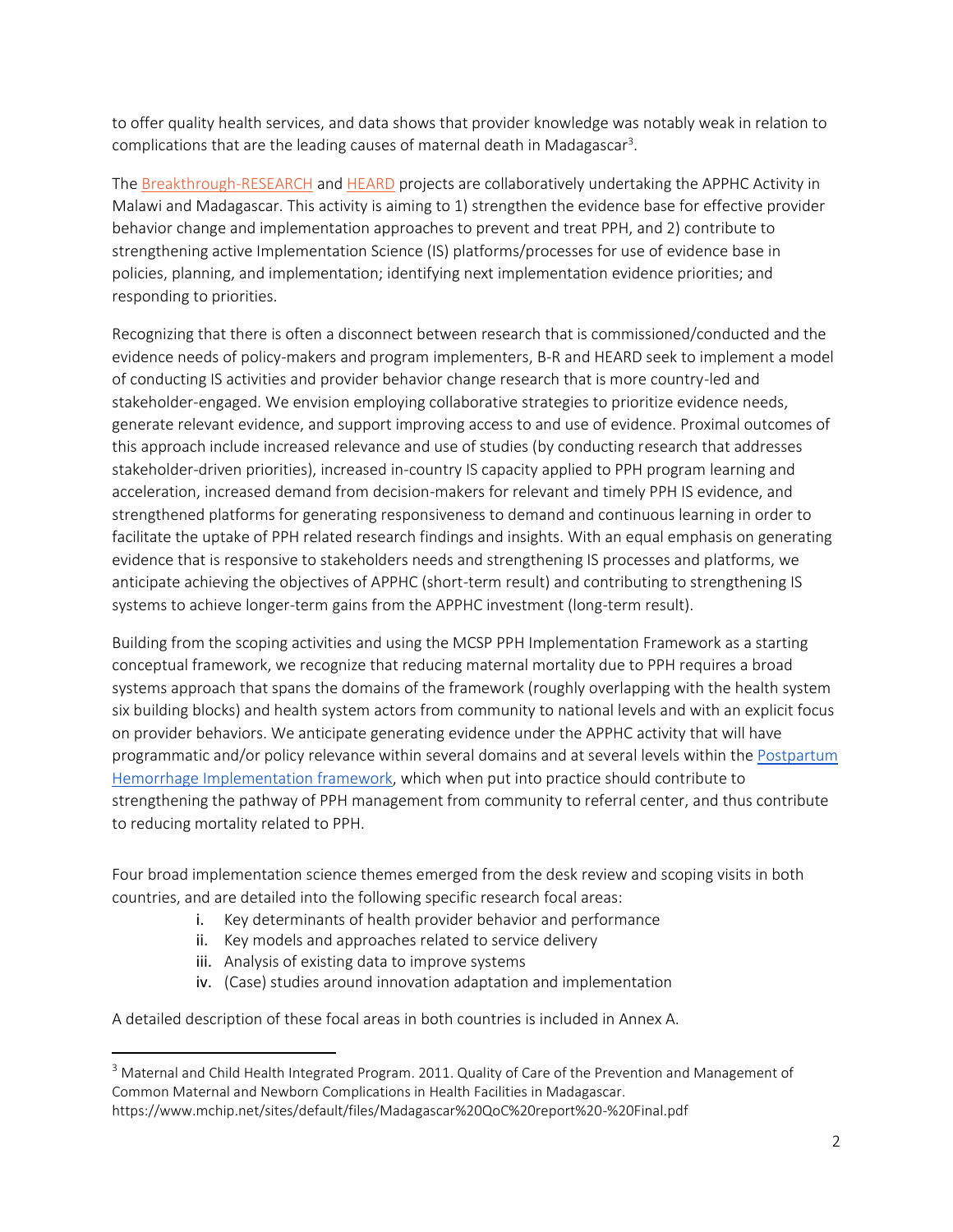to offer quality health services, and data shows that provider knowledge was notably weak in relation to complications that are the leading causes of maternal death in Madagascar[3].

The Breakthrough-RESEARCH and HEARD projects are collaboratively undertaking the APPHC Activity in Malawi and Madagascar. This activity is aiming to 1) strengthen the evidence base for effective provider behavior change and implementation approaches to prevent and treat PPH, and 2) contribute to strengthening active Implementation Science (IS) platforms/processes for use of evidence base in policies, planning, and implementation; identifying next implementation evidence priorities; and responding to priorities.

Recognizing that there is often a disconnect between research that is commissioned/conducted and the evidence needs of policy-makers and program implementers, B-R and HEARD seek to implement a model of conducting IS activities and provider behavior change research that is more country-led and stakeholder-engaged. We envision employing collaborative strategies to prioritize evidence needs, generate relevant evidence, and support improving access to and use of evidence. Proximal outcomes of this approach include increased relevance and use of studies (by conducting research that addresses stakeholder-driven priorities), increased in-country IS capacity applied to PPH program learning and acceleration, increased demand from decision-makers for relevant and timely PPH IS evidence, and strengthened platforms for generating responsiveness to demand and continuous learning in order to facilitate the uptake of PPH related research findings and insights. With an equal emphasis on generating evidence that is responsive to stakeholders needs and strengthening IS processes and platforms, we anticipate achieving the objectives of APPHC (short-term result) and contributing to strengthening IS systems to achieve longer-term gains from the APPHC investment (long-term result).

Building from the scoping activities and using the MCSP PPH Implementation Framework as a starting conceptual framework, we recognize that reducing maternal mortality due to PPH requires a broad systems approach that spans the domains of the framework (roughly overlapping with the health system six building blocks) and health system actors from community to national levels and with an explicit focus on provider behaviors. We anticipate generating evidence under the APPHC activity that will have programmatic and/or policy relevance within several domains and at several levels within the Postpartum Hemorrhage Implementation framework, which when put into practice should contribute to strengthening the pathway of PPH management from community to referral center, and thus contribute to reducing mortality related to PPH.

Four broad implementation science themes emerged from the desk review and scoping visits in both countries, and are detailed into the following specific research focal areas:

i. Key determinants of health provider behavior and performance
ii. Key models and approaches related to service delivery
iii. Analysis of existing data to improve systems
iv. (Case) studies around innovation adaptation and implementation

A detailed description of these focal areas in both countries is included in Annex A.

[3] Maternal and Child Health Integrated Program. 2011. Quality of Care of the Prevention and Management of Common Maternal and Newborn Complications in Health Facilities in Madagascar. https://www.mchip.net/sites/default/files/Madagascar%20QoC%20report%20-%20Final.pdf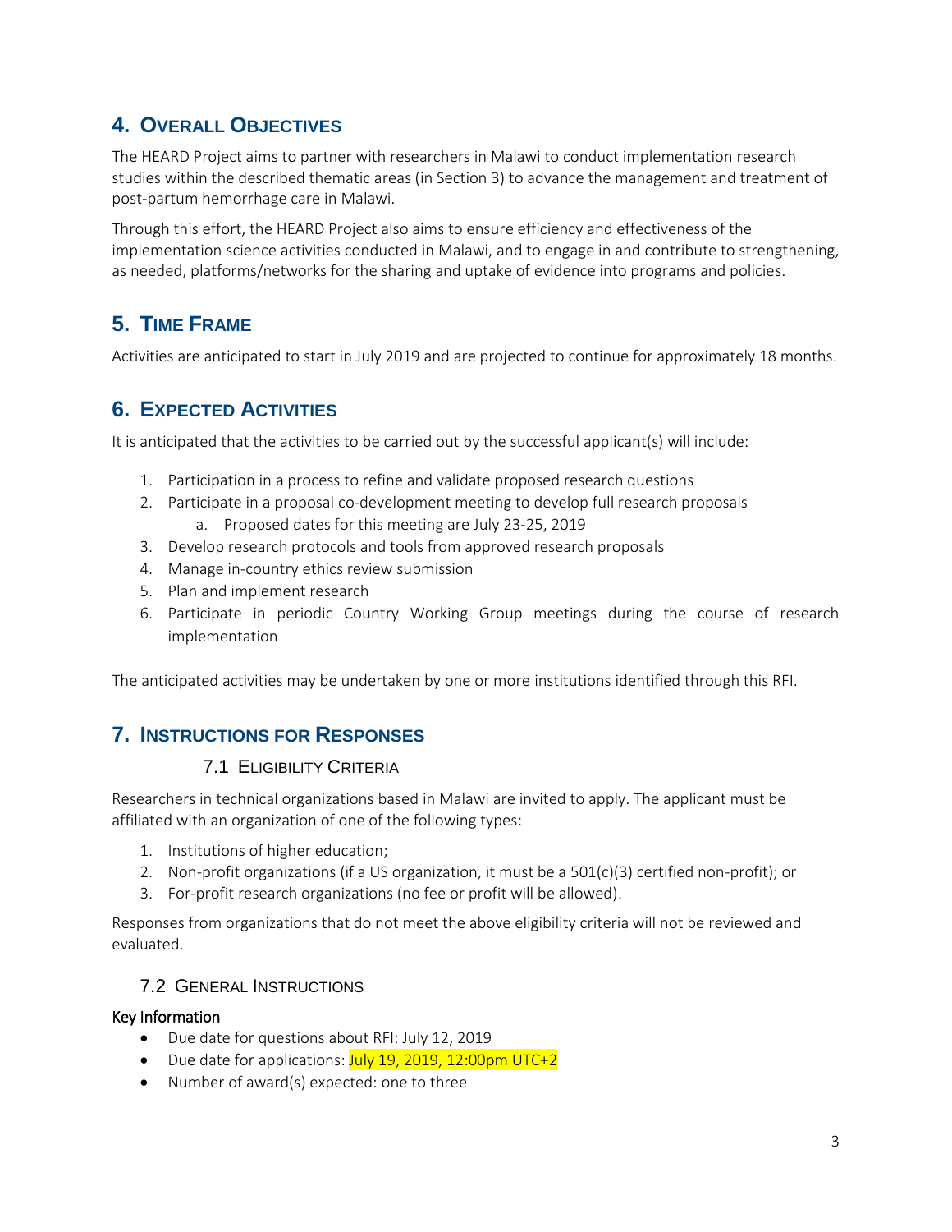## 4. Overall Objectives

The HEARD Project aims to partner with researchers in Malawi to conduct implementation research studies within the described thematic areas (in Section 3) to advance the management and treatment of post-partum hemorrhage care in Malawi.

Through this effort, the HEARD Project also aims to ensure efficiency and effectiveness of the implementation science activities conducted in Malawi, and to engage in and contribute to strengthening, as needed, platforms/networks for the sharing and uptake of evidence into programs and policies.

## 5. Time Frame

Activities are anticipated to start in July 2019 and are projected to continue for approximately 18 months.

## 6. Expected Activities

It is anticipated that the activities to be carried out by the successful applicant(s) will include:

1. Participation in a process to refine and validate proposed research questions
2. Participate in a proposal co-development meeting to develop full research proposals
   a. Proposed dates for this meeting are July 23-25, 2019
3. Develop research protocols and tools from approved research proposals
4. Manage in-country ethics review submission
5. Plan and implement research
6. Participate in periodic Country Working Group meetings during the course of research implementation

The anticipated activities may be undertaken by one or more institutions identified through this RFI.

## 7. Instructions for Responses

### 7.1 Eligibility Criteria

Researchers in technical organizations based in Malawi are invited to apply. The applicant must be affiliated with an organization of one of the following types:

1. Institutions of higher education;
2. Non-profit organizations (if a US organization, it must be a 501(c)(3) certified non-profit); or
3. For-profit research organizations (no fee or profit will be allowed).

Responses from organizations that do not meet the above eligibility criteria will not be reviewed and evaluated.

### 7.2 General Instructions

**Key Information**

- Due date for questions about RFI: July 12, 2019
- Due date for applications: July 19, 2019, 12:00pm UTC+2
- Number of award(s) expected: one to three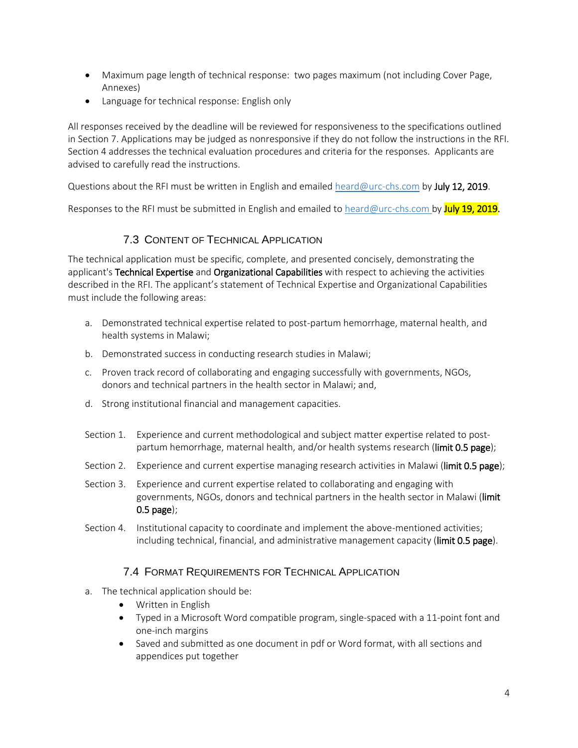- Maximum page length of technical response: two pages maximum (not including Cover Page, Annexes)
- Language for technical response: English only

All responses received by the deadline will be reviewed for responsiveness to the specifications outlined in Section 7. Applications may be judged as nonresponsive if they do not follow the instructions in the RFI. Section 4 addresses the technical evaluation procedures and criteria for the responses. Applicants are advised to carefully read the instructions.

Questions about the RFI must be written in English and emailed heard@urc-chs.com by **July 12, 2019**.

Responses to the RFI must be submitted in English and emailed to heard@urc-chs.com by **July 19, 2019**.

### 7.3 Content of Technical Application

The technical application must be specific, complete, and presented concisely, demonstrating the applicant's **Technical Expertise** and **Organizational Capabilities** with respect to achieving the activities described in the RFI. The applicant's statement of Technical Expertise and Organizational Capabilities must include the following areas:

a. Demonstrated technical expertise related to post-partum hemorrhage, maternal health, and health systems in Malawi;

b. Demonstrated success in conducting research studies in Malawi;

c. Proven track record of collaborating and engaging successfully with governments, NGOs, donors and technical partners in the health sector in Malawi; and,

d. Strong institutional financial and management capacities.

Section 1. Experience and current methodological and subject matter expertise related to post-partum hemorrhage, maternal health, and/or health systems research (**limit 0.5 page**);

Section 2. Experience and current expertise managing research activities in Malawi (**limit 0.5 page**);

Section 3. Experience and current expertise related to collaborating and engaging with governments, NGOs, donors and technical partners in the health sector in Malawi (**limit 0.5 page**);

Section 4. Institutional capacity to coordinate and implement the above-mentioned activities; including technical, financial, and administrative management capacity (**limit 0.5 page**).

### 7.4 Format Requirements for Technical Application

a. The technical application should be:
   - Written in English
   - Typed in a Microsoft Word compatible program, single-spaced with a 11-point font and one-inch margins
   - Saved and submitted as one document in pdf or Word format, with all sections and appendices put together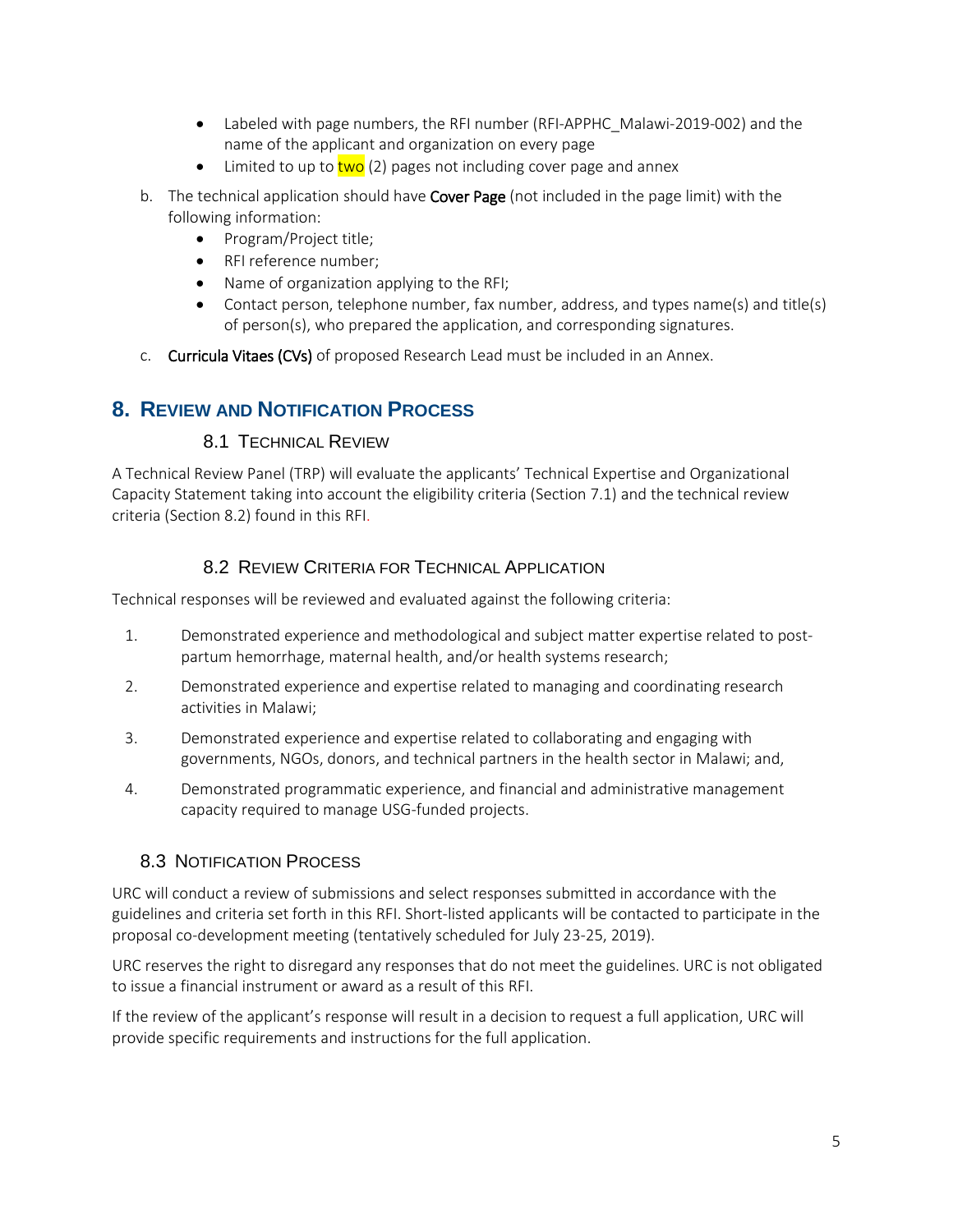- Labeled with page numbers, the RFI number (RFI-APPHC_Malawi-2019-002) and the name of the applicant and organization on every page
- Limited to up to two (2) pages not including cover page and annex

b. The technical application should have **Cover Page** (not included in the page limit) with the following information:
   - Program/Project title;
   - RFI reference number;
   - Name of organization applying to the RFI;
   - Contact person, telephone number, fax number, address, and types name(s) and title(s) of person(s), who prepared the application, and corresponding signatures.

c. **Curricula Vitaes (CVs)** of proposed Research Lead must be included in an Annex.

## 8. Review and Notification Process

### 8.1 Technical Review

A Technical Review Panel (TRP) will evaluate the applicants' Technical Expertise and Organizational Capacity Statement taking into account the eligibility criteria (Section 7.1) and the technical review criteria (Section 8.2) found in this RFI.

### 8.2 Review Criteria for Technical Application

Technical responses will be reviewed and evaluated against the following criteria:

1. Demonstrated experience and methodological and subject matter expertise related to post-partum hemorrhage, maternal health, and/or health systems research;
2. Demonstrated experience and expertise related to managing and coordinating research activities in Malawi;
3. Demonstrated experience and expertise related to collaborating and engaging with governments, NGOs, donors, and technical partners in the health sector in Malawi; and,
4. Demonstrated programmatic experience, and financial and administrative management capacity required to manage USG-funded projects.

### 8.3 Notification Process

URC will conduct a review of submissions and select responses submitted in accordance with the guidelines and criteria set forth in this RFI. Short-listed applicants will be contacted to participate in the proposal co-development meeting (tentatively scheduled for July 23-25, 2019).

URC reserves the right to disregard any responses that do not meet the guidelines. URC is not obligated to issue a financial instrument or award as a result of this RFI.

If the review of the applicant's response will result in a decision to request a full application, URC will provide specific requirements and instructions for the full application.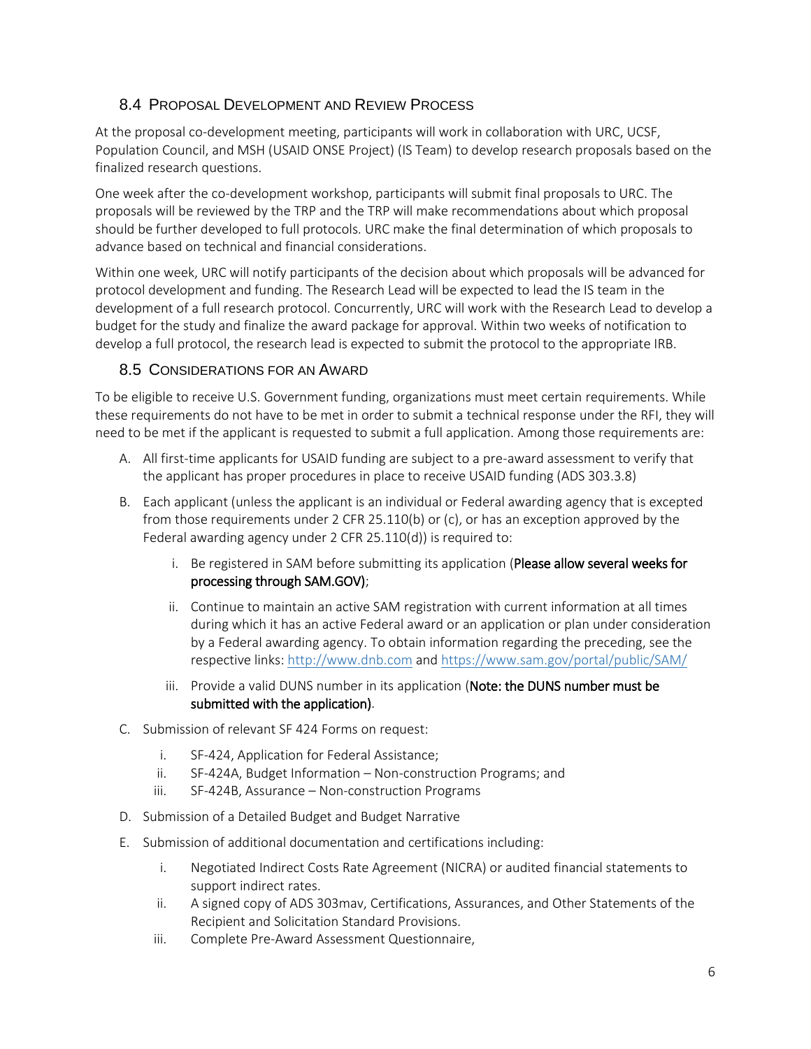## 8.4 Proposal Development and Review Process

At the proposal co-development meeting, participants will work in collaboration with URC, UCSF, Population Council, and MSH (USAID ONSE Project) (IS Team) to develop research proposals based on the finalized research questions.

One week after the co-development workshop, participants will submit final proposals to URC. The proposals will be reviewed by the TRP and the TRP will make recommendations about which proposal should be further developed to full protocols. URC make the final determination of which proposals to advance based on technical and financial considerations.

Within one week, URC will notify participants of the decision about which proposals will be advanced for protocol development and funding. The Research Lead will be expected to lead the IS team in the development of a full research protocol. Concurrently, URC will work with the Research Lead to develop a budget for the study and finalize the award package for approval. Within two weeks of notification to develop a full protocol, the research lead is expected to submit the protocol to the appropriate IRB.

## 8.5 Considerations for an Award

To be eligible to receive U.S. Government funding, organizations must meet certain requirements. While these requirements do not have to be met in order to submit a technical response under the RFI, they will need to be met if the applicant is requested to submit a full application. Among those requirements are:

A. All first-time applicants for USAID funding are subject to a pre-award assessment to verify that the applicant has proper procedures in place to receive USAID funding (ADS 303.3.8)

B. Each applicant (unless the applicant is an individual or Federal awarding agency that is excepted from those requirements under 2 CFR 25.110(b) or (c), or has an exception approved by the Federal awarding agency under 2 CFR 25.110(d)) is required to:

   i. Be registered in SAM before submitting its application (**Please allow several weeks for processing through SAM.GOV)**;

   ii. Continue to maintain an active SAM registration with current information at all times during which it has an active Federal award or an application or plan under consideration by a Federal awarding agency. To obtain information regarding the preceding, see the respective links: http://www.dnb.com and https://www.sam.gov/portal/public/SAM/

   iii. Provide a valid DUNS number in its application (**Note: the DUNS number must be submitted with the application)**.

C. Submission of relevant SF 424 Forms on request:

   i. SF-424, Application for Federal Assistance;
   ii. SF-424A, Budget Information – Non-construction Programs; and
   iii. SF-424B, Assurance – Non-construction Programs

D. Submission of a Detailed Budget and Budget Narrative

E. Submission of additional documentation and certifications including:

   i. Negotiated Indirect Costs Rate Agreement (NICRA) or audited financial statements to support indirect rates.
   ii. A signed copy of ADS 303mav, Certifications, Assurances, and Other Statements of the Recipient and Solicitation Standard Provisions.
   iii. Complete Pre-Award Assessment Questionnaire,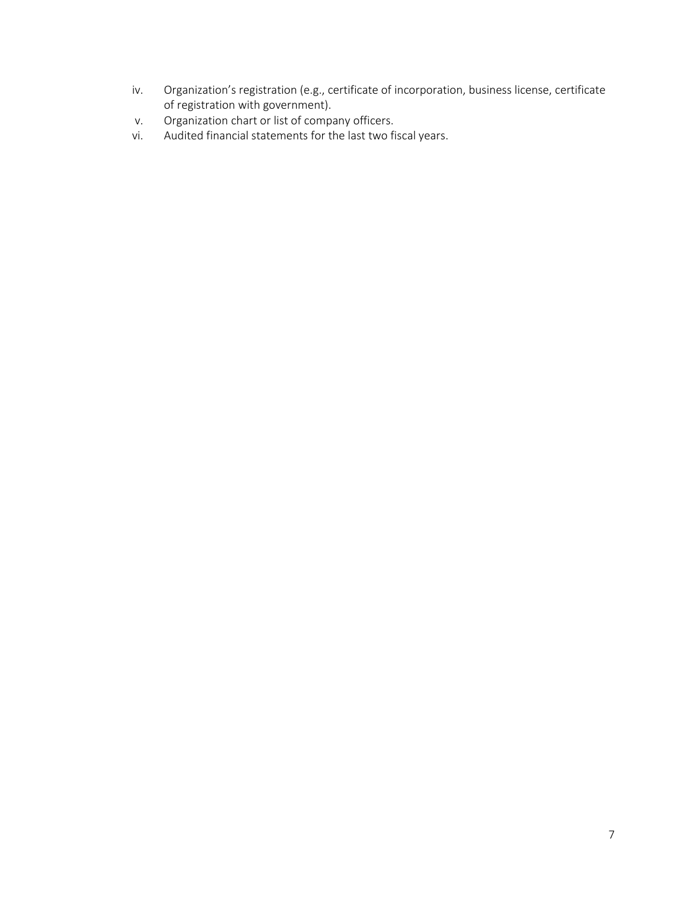iv. Organization's registration (e.g., certificate of incorporation, business license, certificate of registration with government).

v. Organization chart or list of company officers.

vi. Audited financial statements for the last two fiscal years.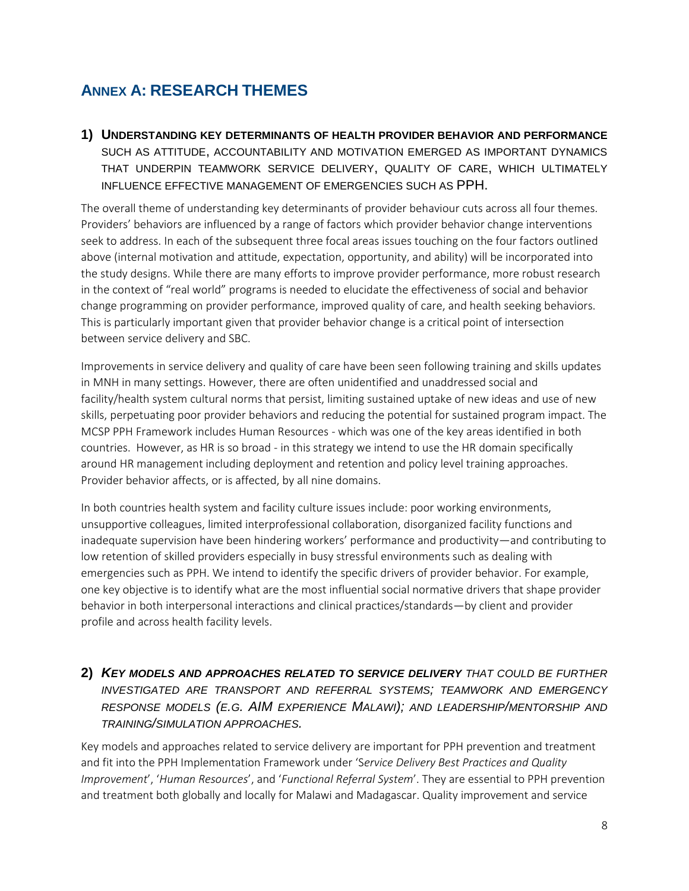## ANNEX A: RESEARCH THEMES

### 1) UNDERSTANDING KEY DETERMINANTS OF HEALTH PROVIDER BEHAVIOR AND PERFORMANCE SUCH AS ATTITUDE, ACCOUNTABILITY AND MOTIVATION EMERGED AS IMPORTANT DYNAMICS THAT UNDERPIN TEAMWORK SERVICE DELIVERY, QUALITY OF CARE, WHICH ULTIMATELY INFLUENCE EFFECTIVE MANAGEMENT OF EMERGENCIES SUCH AS PPH.

The overall theme of understanding key determinants of provider behaviour cuts across all four themes. Providers' behaviors are influenced by a range of factors which provider behavior change interventions seek to address. In each of the subsequent three focal areas issues touching on the four factors outlined above (internal motivation and attitude, expectation, opportunity, and ability) will be incorporated into the study designs. While there are many efforts to improve provider performance, more robust research in the context of "real world" programs is needed to elucidate the effectiveness of social and behavior change programming on provider performance, improved quality of care, and health seeking behaviors. This is particularly important given that provider behavior change is a critical point of intersection between service delivery and SBC.

Improvements in service delivery and quality of care have been seen following training and skills updates in MNH in many settings. However, there are often unidentified and unaddressed social and facility/health system cultural norms that persist, limiting sustained uptake of new ideas and use of new skills, perpetuating poor provider behaviors and reducing the potential for sustained program impact. The MCSP PPH Framework includes Human Resources - which was one of the key areas identified in both countries. However, as HR is so broad - in this strategy we intend to use the HR domain specifically around HR management including deployment and retention and policy level training approaches. Provider behavior affects, or is affected, by all nine domains.

In both countries health system and facility culture issues include: poor working environments, unsupportive colleagues, limited interprofessional collaboration, disorganized facility functions and inadequate supervision have been hindering workers' performance and productivity—and contributing to low retention of skilled providers especially in busy stressful environments such as dealing with emergencies such as PPH. We intend to identify the specific drivers of provider behavior. For example, one key objective is to identify what are the most influential social normative drivers that shape provider behavior in both interpersonal interactions and clinical practices/standards—by client and provider profile and across health facility levels.

### 2) *KEY MODELS AND APPROACHES RELATED TO SERVICE DELIVERY THAT COULD BE FURTHER INVESTIGATED ARE TRANSPORT AND REFERRAL SYSTEMS; TEAMWORK AND EMERGENCY RESPONSE MODELS (E.G. AIM EXPERIENCE MALAWI); AND LEADERSHIP/MENTORSHIP AND TRAINING/SIMULATION APPROACHES.*

Key models and approaches related to service delivery are important for PPH prevention and treatment and fit into the PPH Implementation Framework under '*Service Delivery Best Practices and Quality Improvement*', '*Human Resources*', and '*Functional Referral System*'. They are essential to PPH prevention and treatment both globally and locally for Malawi and Madagascar. Quality improvement and service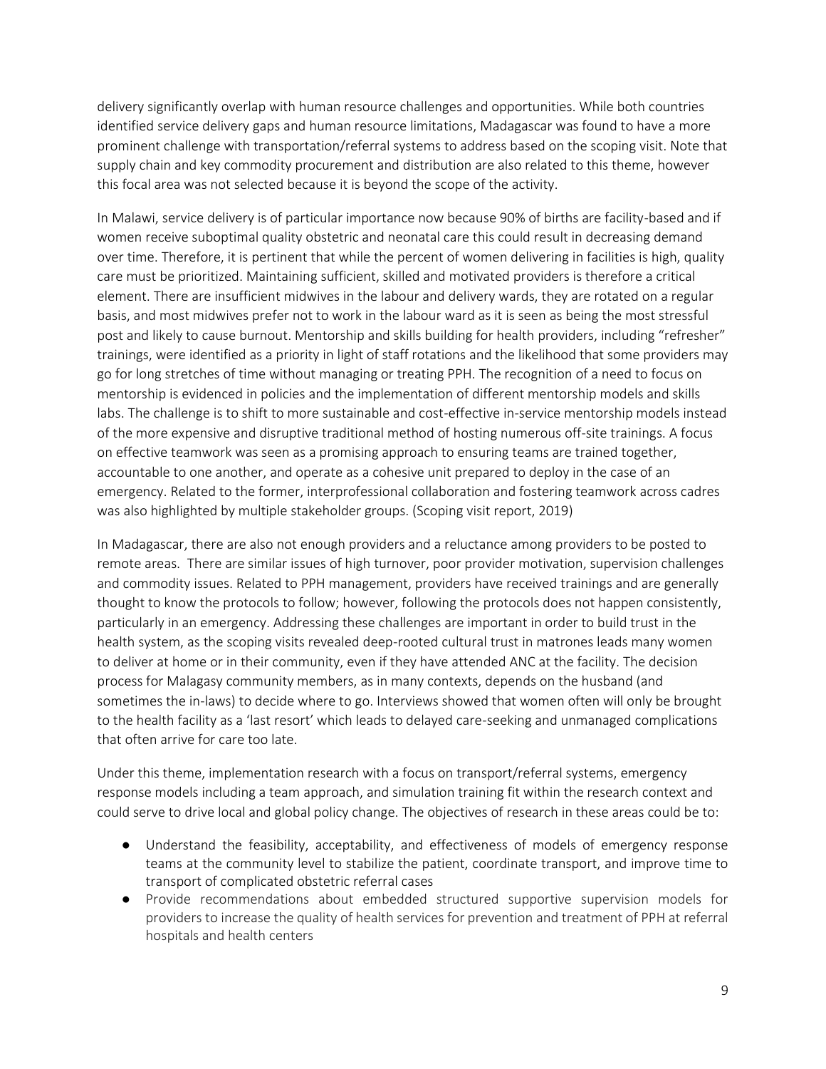delivery significantly overlap with human resource challenges and opportunities. While both countries identified service delivery gaps and human resource limitations, Madagascar was found to have a more prominent challenge with transportation/referral systems to address based on the scoping visit. Note that supply chain and key commodity procurement and distribution are also related to this theme, however this focal area was not selected because it is beyond the scope of the activity.

In Malawi, service delivery is of particular importance now because 90% of births are facility-based and if women receive suboptimal quality obstetric and neonatal care this could result in decreasing demand over time. Therefore, it is pertinent that while the percent of women delivering in facilities is high, quality care must be prioritized. Maintaining sufficient, skilled and motivated providers is therefore a critical element. There are insufficient midwives in the labour and delivery wards, they are rotated on a regular basis, and most midwives prefer not to work in the labour ward as it is seen as being the most stressful post and likely to cause burnout. Mentorship and skills building for health providers, including "refresher" trainings, were identified as a priority in light of staff rotations and the likelihood that some providers may go for long stretches of time without managing or treating PPH. The recognition of a need to focus on mentorship is evidenced in policies and the implementation of different mentorship models and skills labs. The challenge is to shift to more sustainable and cost-effective in-service mentorship models instead of the more expensive and disruptive traditional method of hosting numerous off-site trainings. A focus on effective teamwork was seen as a promising approach to ensuring teams are trained together, accountable to one another, and operate as a cohesive unit prepared to deploy in the case of an emergency. Related to the former, interprofessional collaboration and fostering teamwork across cadres was also highlighted by multiple stakeholder groups. (Scoping visit report, 2019)

In Madagascar, there are also not enough providers and a reluctance among providers to be posted to remote areas. There are similar issues of high turnover, poor provider motivation, supervision challenges and commodity issues. Related to PPH management, providers have received trainings and are generally thought to know the protocols to follow; however, following the protocols does not happen consistently, particularly in an emergency. Addressing these challenges are important in order to build trust in the health system, as the scoping visits revealed deep-rooted cultural trust in matrones leads many women to deliver at home or in their community, even if they have attended ANC at the facility. The decision process for Malagasy community members, as in many contexts, depends on the husband (and sometimes the in-laws) to decide where to go. Interviews showed that women often will only be brought to the health facility as a 'last resort' which leads to delayed care-seeking and unmanaged complications that often arrive for care too late.

Under this theme, implementation research with a focus on transport/referral systems, emergency response models including a team approach, and simulation training fit within the research context and could serve to drive local and global policy change. The objectives of research in these areas could be to:

- Understand the feasibility, acceptability, and effectiveness of models of emergency response teams at the community level to stabilize the patient, coordinate transport, and improve time to transport of complicated obstetric referral cases
- Provide recommendations about embedded structured supportive supervision models for providers to increase the quality of health services for prevention and treatment of PPH at referral hospitals and health centers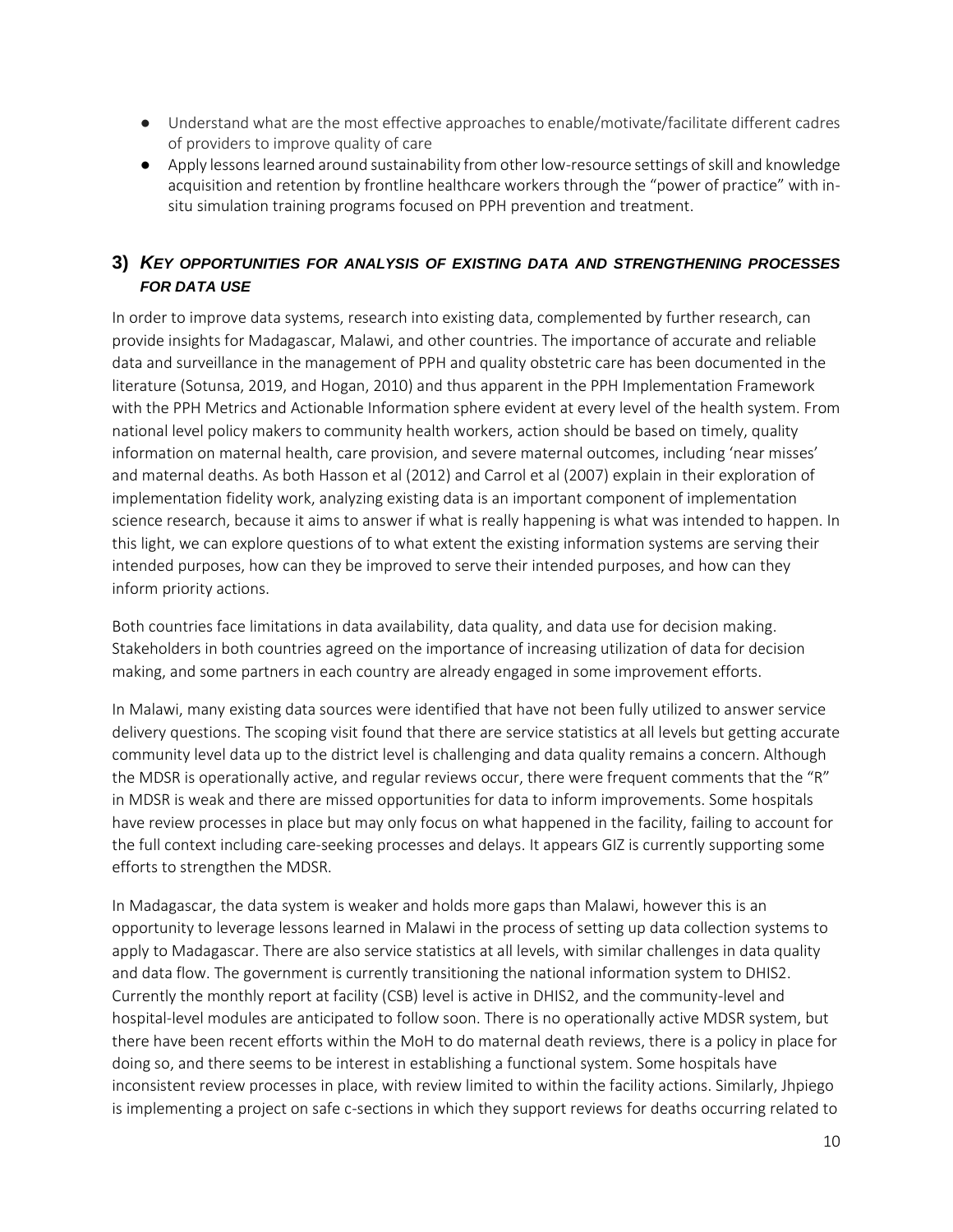- Understand what are the most effective approaches to enable/motivate/facilitate different cadres of providers to improve quality of care
- Apply lessons learned around sustainability from other low-resource settings of skill and knowledge acquisition and retention by frontline healthcare workers through the "power of practice" with in-situ simulation training programs focused on PPH prevention and treatment.

## 3) *KEY OPPORTUNITIES FOR ANALYSIS OF EXISTING DATA AND STRENGTHENING PROCESSES FOR DATA USE*

In order to improve data systems, research into existing data, complemented by further research, can provide insights for Madagascar, Malawi, and other countries. The importance of accurate and reliable data and surveillance in the management of PPH and quality obstetric care has been documented in the literature (Sotunsa, 2019, and Hogan, 2010) and thus apparent in the PPH Implementation Framework with the PPH Metrics and Actionable Information sphere evident at every level of the health system. From national level policy makers to community health workers, action should be based on timely, quality information on maternal health, care provision, and severe maternal outcomes, including 'near misses' and maternal deaths. As both Hasson et al (2012) and Carrol et al (2007) explain in their exploration of implementation fidelity work, analyzing existing data is an important component of implementation science research, because it aims to answer if what is really happening is what was intended to happen. In this light, we can explore questions of to what extent the existing information systems are serving their intended purposes, how can they be improved to serve their intended purposes, and how can they inform priority actions.

Both countries face limitations in data availability, data quality, and data use for decision making. Stakeholders in both countries agreed on the importance of increasing utilization of data for decision making, and some partners in each country are already engaged in some improvement efforts.

In Malawi, many existing data sources were identified that have not been fully utilized to answer service delivery questions. The scoping visit found that there are service statistics at all levels but getting accurate community level data up to the district level is challenging and data quality remains a concern. Although the MDSR is operationally active, and regular reviews occur, there were frequent comments that the "R" in MDSR is weak and there are missed opportunities for data to inform improvements. Some hospitals have review processes in place but may only focus on what happened in the facility, failing to account for the full context including care-seeking processes and delays. It appears GIZ is currently supporting some efforts to strengthen the MDSR.

In Madagascar, the data system is weaker and holds more gaps than Malawi, however this is an opportunity to leverage lessons learned in Malawi in the process of setting up data collection systems to apply to Madagascar. There are also service statistics at all levels, with similar challenges in data quality and data flow. The government is currently transitioning the national information system to DHIS2. Currently the monthly report at facility (CSB) level is active in DHIS2, and the community-level and hospital-level modules are anticipated to follow soon. There is no operationally active MDSR system, but there have been recent efforts within the MoH to do maternal death reviews, there is a policy in place for doing so, and there seems to be interest in establishing a functional system. Some hospitals have inconsistent review processes in place, with review limited to within the facility actions. Similarly, Jhpiego is implementing a project on safe c-sections in which they support reviews for deaths occurring related to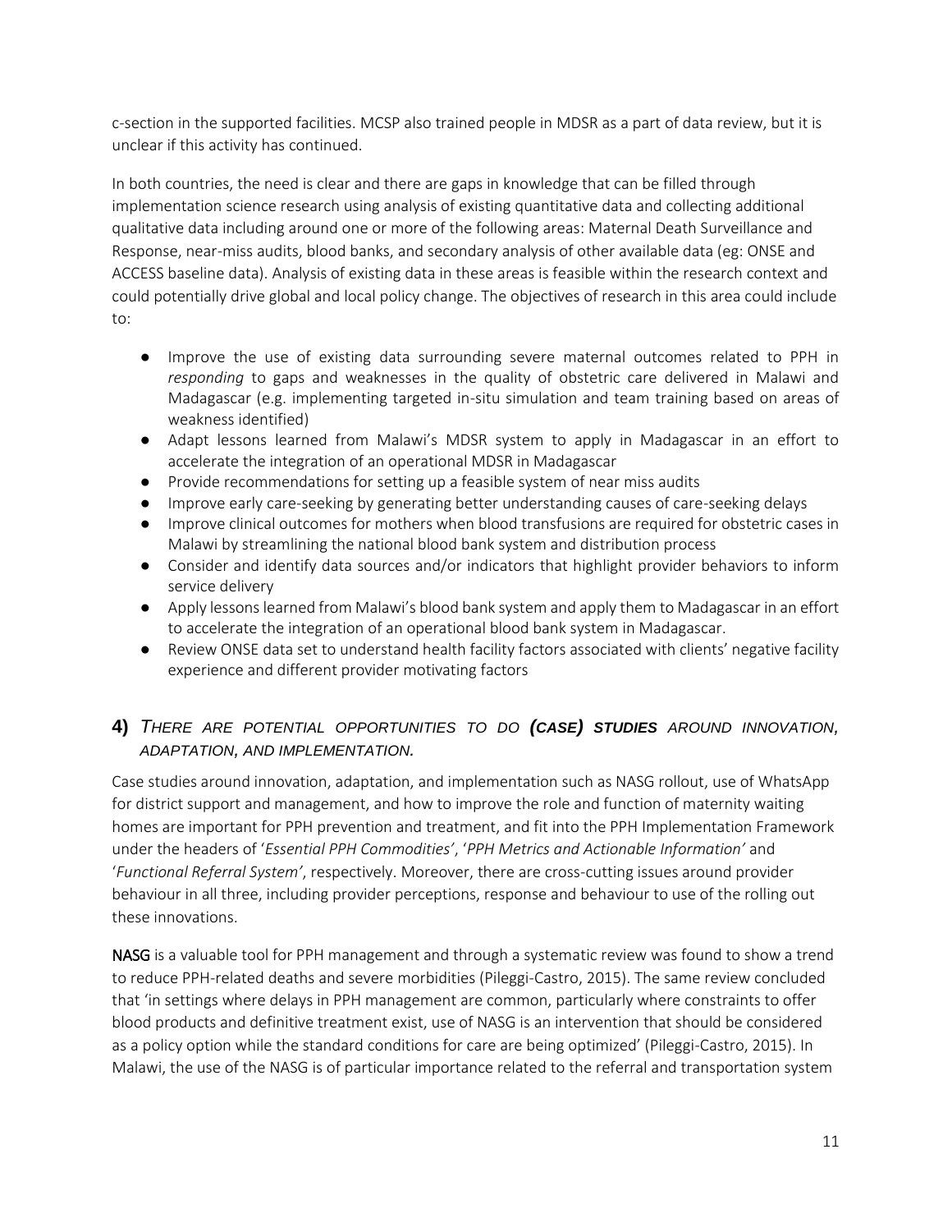c-section in the supported facilities. MCSP also trained people in MDSR as a part of data review, but it is unclear if this activity has continued.

In both countries, the need is clear and there are gaps in knowledge that can be filled through implementation science research using analysis of existing quantitative data and collecting additional qualitative data including around one or more of the following areas: Maternal Death Surveillance and Response, near-miss audits, blood banks, and secondary analysis of other available data (eg: ONSE and ACCESS baseline data). Analysis of existing data in these areas is feasible within the research context and could potentially drive global and local policy change. The objectives of research in this area could include to:

- Improve the use of existing data surrounding severe maternal outcomes related to PPH in *responding* to gaps and weaknesses in the quality of obstetric care delivered in Malawi and Madagascar (e.g. implementing targeted in-situ simulation and team training based on areas of weakness identified)
- Adapt lessons learned from Malawi's MDSR system to apply in Madagascar in an effort to accelerate the integration of an operational MDSR in Madagascar
- Provide recommendations for setting up a feasible system of near miss audits
- Improve early care-seeking by generating better understanding causes of care-seeking delays
- Improve clinical outcomes for mothers when blood transfusions are required for obstetric cases in Malawi by streamlining the national blood bank system and distribution process
- Consider and identify data sources and/or indicators that highlight provider behaviors to inform service delivery
- Apply lessons learned from Malawi's blood bank system and apply them to Madagascar in an effort to accelerate the integration of an operational blood bank system in Madagascar.
- Review ONSE data set to understand health facility factors associated with clients' negative facility experience and different provider motivating factors

## 4) *THERE ARE POTENTIAL OPPORTUNITIES TO DO **(CASE) STUDIES** AROUND INNOVATION, ADAPTATION, AND IMPLEMENTATION.*

Case studies around innovation, adaptation, and implementation such as NASG rollout, use of WhatsApp for district support and management, and how to improve the role and function of maternity waiting homes are important for PPH prevention and treatment, and fit into the PPH Implementation Framework under the headers of '*Essential PPH Commodities'*, '*PPH Metrics and Actionable Information'* and '*Functional Referral System'*, respectively. Moreover, there are cross-cutting issues around provider behaviour in all three, including provider perceptions, response and behaviour to use of the rolling out these innovations.

NASG is a valuable tool for PPH management and through a systematic review was found to show a trend to reduce PPH-related deaths and severe morbidities (Pileggi-Castro, 2015). The same review concluded that 'in settings where delays in PPH management are common, particularly where constraints to offer blood products and definitive treatment exist, use of NASG is an intervention that should be considered as a policy option while the standard conditions for care are being optimized' (Pileggi-Castro, 2015). In Malawi, the use of the NASG is of particular importance related to the referral and transportation system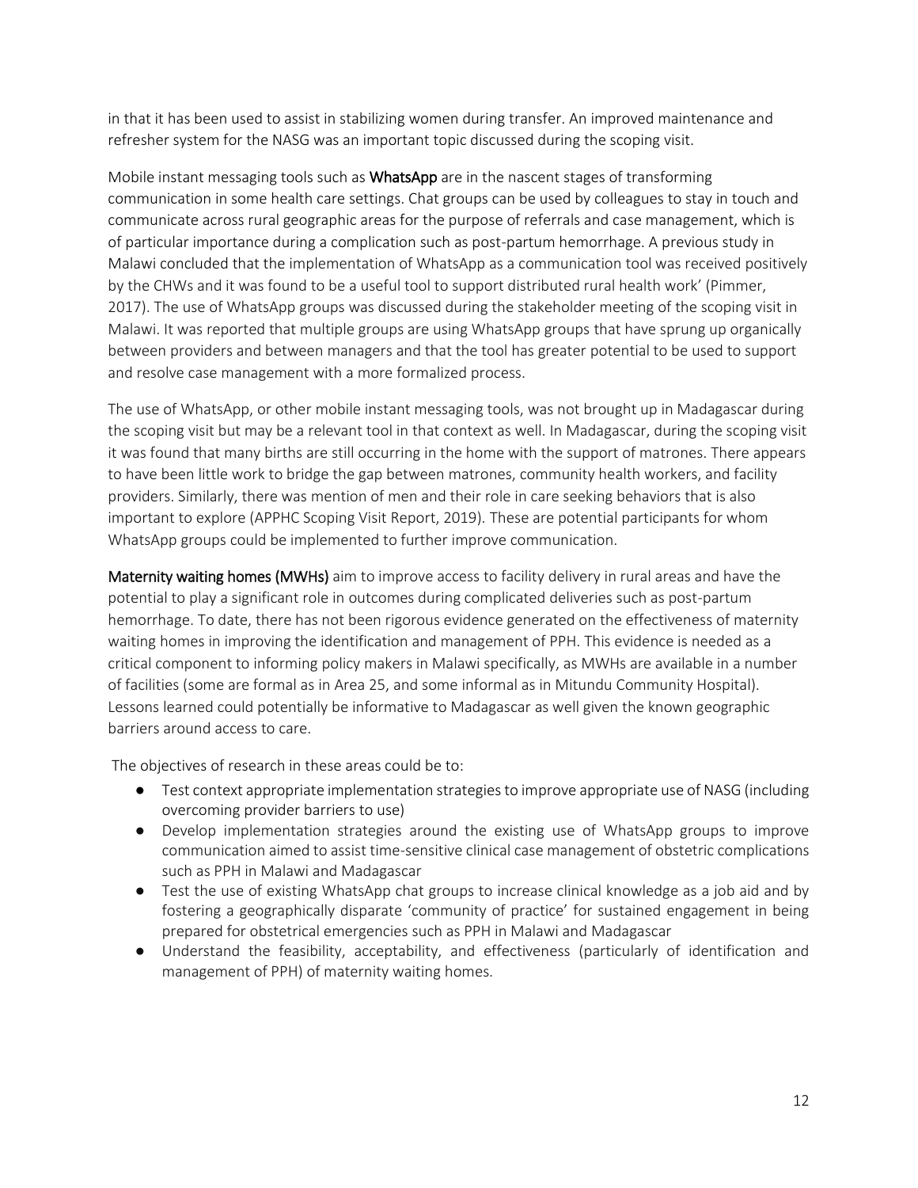in that it has been used to assist in stabilizing women during transfer. An improved maintenance and refresher system for the NASG was an important topic discussed during the scoping visit.

Mobile instant messaging tools such as **WhatsApp** are in the nascent stages of transforming communication in some health care settings. Chat groups can be used by colleagues to stay in touch and communicate across rural geographic areas for the purpose of referrals and case management, which is of particular importance during a complication such as post-partum hemorrhage. A previous study in Malawi concluded that the implementation of WhatsApp as a communication tool was received positively by the CHWs and it was found to be a useful tool to support distributed rural health work' (Pimmer, 2017). The use of WhatsApp groups was discussed during the stakeholder meeting of the scoping visit in Malawi. It was reported that multiple groups are using WhatsApp groups that have sprung up organically between providers and between managers and that the tool has greater potential to be used to support and resolve case management with a more formalized process.

The use of WhatsApp, or other mobile instant messaging tools, was not brought up in Madagascar during the scoping visit but may be a relevant tool in that context as well. In Madagascar, during the scoping visit it was found that many births are still occurring in the home with the support of matrones. There appears to have been little work to bridge the gap between matrones, community health workers, and facility providers. Similarly, there was mention of men and their role in care seeking behaviors that is also important to explore (APPHC Scoping Visit Report, 2019). These are potential participants for whom WhatsApp groups could be implemented to further improve communication.

**Maternity waiting homes (MWHs)** aim to improve access to facility delivery in rural areas and have the potential to play a significant role in outcomes during complicated deliveries such as post-partum hemorrhage. To date, there has not been rigorous evidence generated on the effectiveness of maternity waiting homes in improving the identification and management of PPH. This evidence is needed as a critical component to informing policy makers in Malawi specifically, as MWHs are available in a number of facilities (some are formal as in Area 25, and some informal as in Mitundu Community Hospital). Lessons learned could potentially be informative to Madagascar as well given the known geographic barriers around access to care.

The objectives of research in these areas could be to:

- Test context appropriate implementation strategies to improve appropriate use of NASG (including overcoming provider barriers to use)
- Develop implementation strategies around the existing use of WhatsApp groups to improve communication aimed to assist time-sensitive clinical case management of obstetric complications such as PPH in Malawi and Madagascar
- Test the use of existing WhatsApp chat groups to increase clinical knowledge as a job aid and by fostering a geographically disparate 'community of practice' for sustained engagement in being prepared for obstetrical emergencies such as PPH in Malawi and Madagascar
- Understand the feasibility, acceptability, and effectiveness (particularly of identification and management of PPH) of maternity waiting homes.